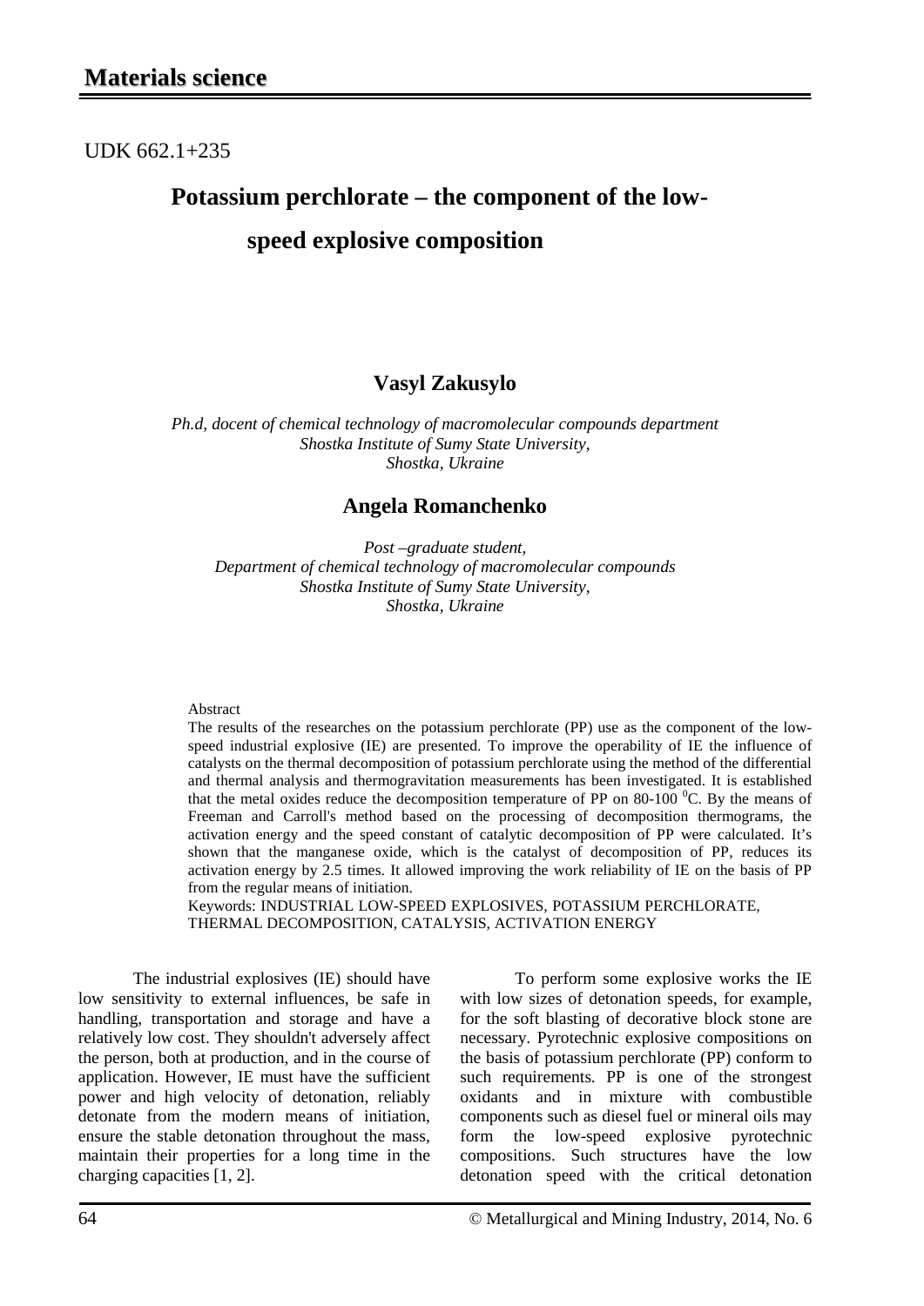# Materials science

UDK 662.1+235

## Potassium perchlorate – the component of the low-speed explosive composition

### Vasyl Zakusylo

*Ph.d, docent of chemical technology of macromolecular compounds department*
*Shostka Institute of Sumy State University,*
*Shostka, Ukraine*

### Angela Romanchenko

*Post –graduate student,*
*Department of chemical technology of macromolecular compounds*
*Shostka Institute of Sumy State University,*
*Shostka, Ukraine*

Abstract

The results of the researches on the potassium perchlorate (PP) use as the component of the low-speed industrial explosive (IE) are presented. To improve the operability of IE the influence of catalysts on the thermal decomposition of potassium perchlorate using the method of the differential and thermal analysis and thermogravitation measurements has been investigated. It is established that the metal oxides reduce the decomposition temperature of PP on 80-100 $^0$C. By the means of Freeman and Carroll's method based on the processing of decomposition thermograms, the activation energy and the speed constant of catalytic decomposition of PP were calculated. It's shown that the manganese oxide, which is the catalyst of decomposition of PP, reduces its activation energy by 2.5 times. It allowed improving the work reliability of IE on the basis of PP from the regular means of initiation.

Keywords: INDUSTRIAL LOW-SPEED EXPLOSIVES, POTASSIUM PERCHLORATE, THERMAL DECOMPOSITION, CATALYSIS, ACTIVATION ENERGY

The industrial explosives (IE) should have low sensitivity to external influences, be safe in handling, transportation and storage and have a relatively low cost. They shouldn't adversely affect the person, both at production, and in the course of application. However, IE must have the sufficient power and high velocity of detonation, reliably detonate from the modern means of initiation, ensure the stable detonation throughout the mass, maintain their properties for a long time in the charging capacities [1, 2].

To perform some explosive works the IE with low sizes of detonation speeds, for example, for the soft blasting of decorative block stone are necessary. Pyrotechnic explosive compositions on the basis of potassium perchlorate (PP) conform to such requirements. PP is one of the strongest oxidants and in mixture with combustible components such as diesel fuel or mineral oils may form the low-speed explosive pyrotechnic compositions. Such structures have the low detonation speed with the critical detonation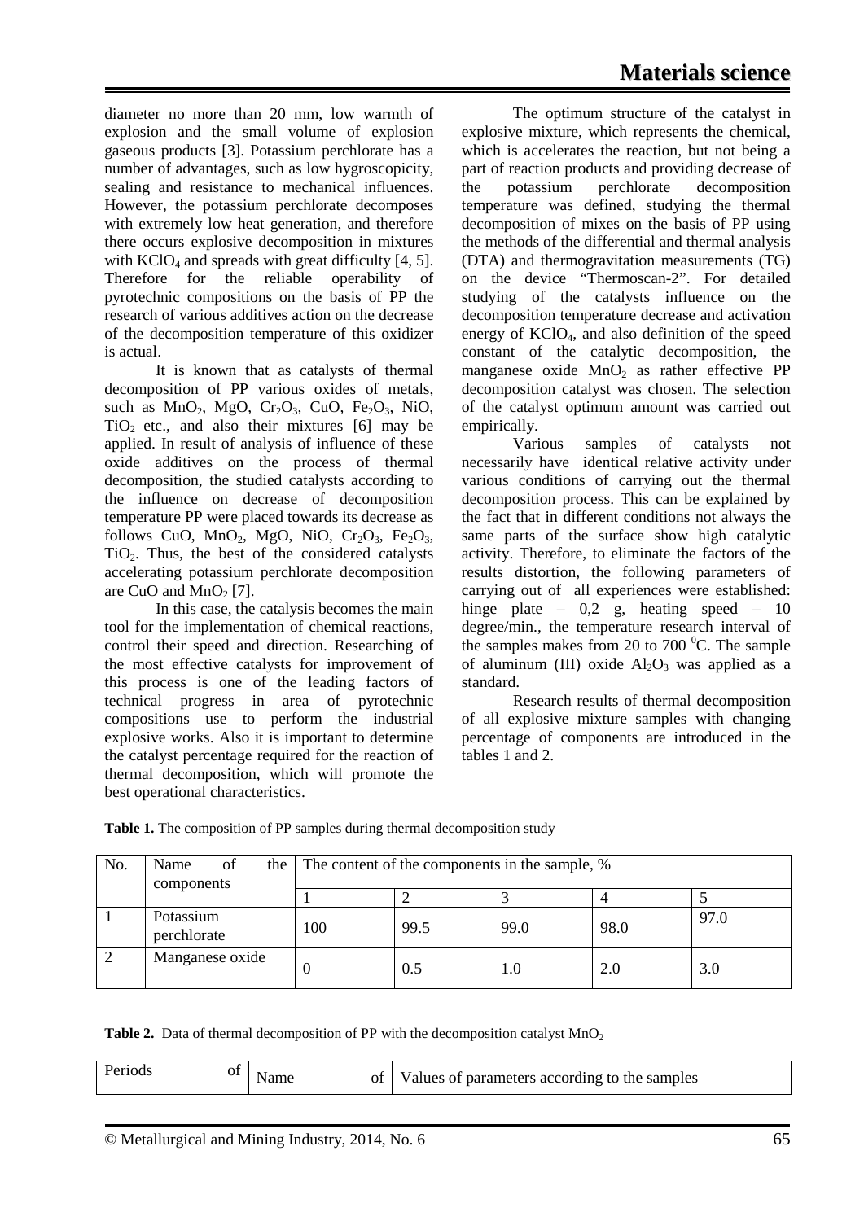diameter no more than 20 mm, low warmth of explosion and the small volume of explosion gaseous products [3]. Potassium perchlorate has a number of advantages, such as low hygroscopicity, sealing and resistance to mechanical influences. However, the potassium perchlorate decomposes with extremely low heat generation, and therefore there occurs explosive decomposition in mixtures with $KClO_4$ and spreads with great difficulty [4, 5]. Therefore for the reliable operability of pyrotechnic compositions on the basis of PP the research of various additives action on the decrease of the decomposition temperature of this oxidizer is actual.

It is known that as catalysts of thermal decomposition of PP various oxides of metals, such as $MnO_2$, MgO, $Cr_2O_3$, CuO, $Fe_2O_3$, NiO, $TiO_2$ etc., and also their mixtures [6] may be applied. In result of analysis of influence of these oxide additives on the process of thermal decomposition, the studied catalysts according to the influence on decrease of decomposition temperature PP were placed towards its decrease as follows CuO, $MnO_2$, MgO, NiO, $Cr_2O_3$, $Fe_2O_3$, $TiO_2$. Thus, the best of the considered catalysts accelerating potassium perchlorate decomposition are CuO and $MnO_2$ [7].

In this case, the catalysis becomes the main tool for the implementation of chemical reactions, control their speed and direction. Researching of the most effective catalysts for improvement of this process is one of the leading factors of technical progress in area of pyrotechnic compositions use to perform the industrial explosive works. Also it is important to determine the catalyst percentage required for the reaction of thermal decomposition, which will promote the best operational characteristics.

The optimum structure of the catalyst in explosive mixture, which represents the chemical, which is accelerates the reaction, but not being a part of reaction products and providing decrease of the potassium perchlorate decomposition temperature was defined, studying the thermal decomposition of mixes on the basis of PP using the methods of the differential and thermal analysis (DTA) and thermogravitation measurements (TG) on the device "Thermoscan-2". For detailed studying of the catalysts influence on the decomposition temperature decrease and activation energy of $KClO_4$, and also definition of the speed constant of the catalytic decomposition, the manganese oxide $MnO_2$ as rather effective PP decomposition catalyst was chosen. The selection of the catalyst optimum amount was carried out empirically.

Various samples of catalysts not necessarily have identical relative activity under various conditions of carrying out the thermal decomposition process. This can be explained by the fact that in different conditions not always the same parts of the surface show high catalytic activity. Therefore, to eliminate the factors of the results distortion, the following parameters of carrying out of all experiences were established: hinge plate – 0,2 g, heating speed – 10 degree/min., the temperature research interval of the samples makes from 20 to 700 $^0$C. The sample of aluminum (III) oxide $Al_2O_3$ was applied as a standard.

Research results of thermal decomposition of all explosive mixture samples with changing percentage of components are introduced in the tables 1 and 2.

**Table 1.** The composition of PP samples during thermal decomposition study

| No. | Name of the components | The content of the components in the sample, % | | | | |
|---|---|---|---|---|---|---|
| | | 1 | 2 | 3 | 4 | 5 |
| 1 | Potassium perchlorate | 100 | 99.5 | 99.0 | 98.0 | 97.0 |
| 2 | Manganese oxide | 0 | 0.5 | 1.0 | 2.0 | 3.0 |

**Table 2.** Data of thermal decomposition of PP with the decomposition catalyst $MnO_2$

| Periods of | Name of | Values of parameters according to the samples |
|---|---|---|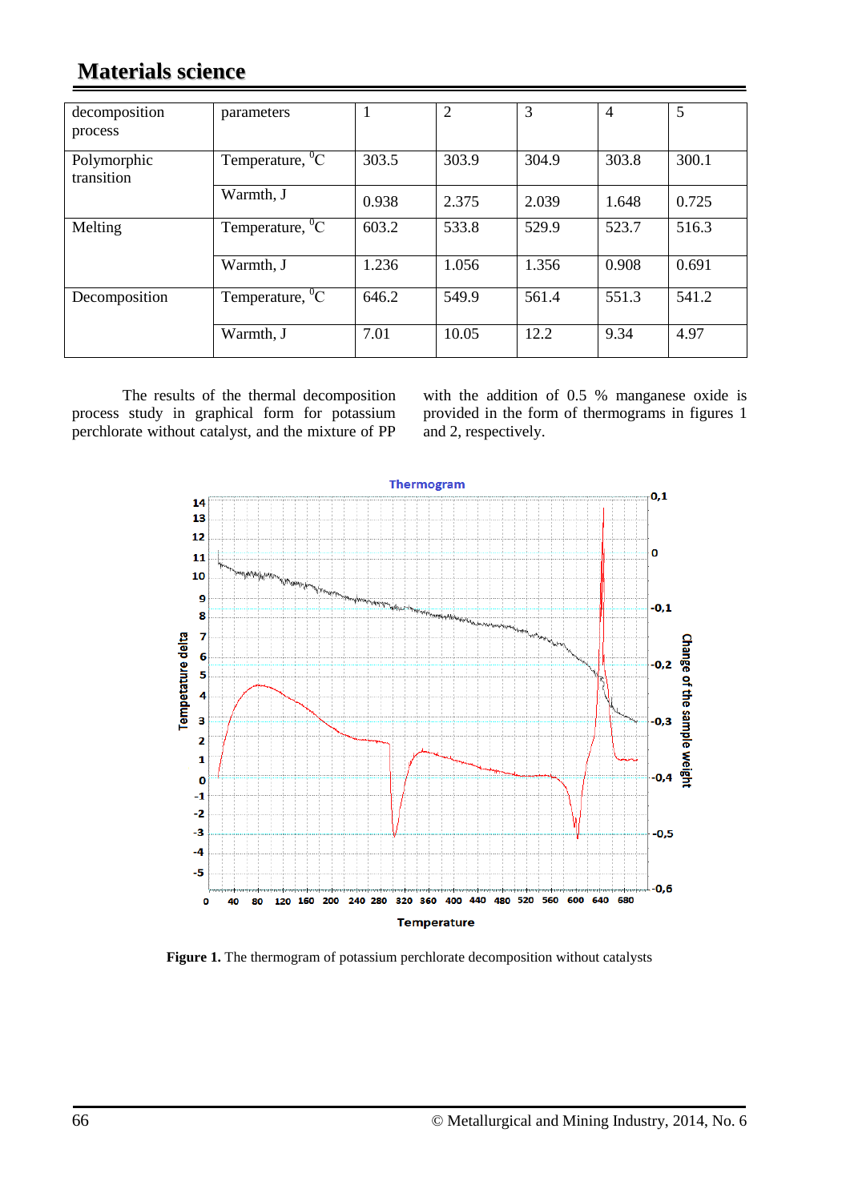| decomposition process | parameters | 1 | 2 | 3 | 4 | 5 |
|---|---|---|---|---|---|---|
| Polymorphic transition | Temperature, $^0$C | 303.5 | 303.9 | 304.9 | 303.8 | 300.1 |
| | Warmth, J | 0.938 | 2.375 | 2.039 | 1.648 | 0.725 |
| Melting | Temperature, $^0$C | 603.2 | 533.8 | 529.9 | 523.7 | 516.3 |
| | Warmth, J | 1.236 | 1.056 | 1.356 | 0.908 | 0.691 |
| Decomposition | Temperature, $^0$C | 646.2 | 549.9 | 561.4 | 551.3 | 541.2 |
| | Warmth, J | 7.01 | 10.05 | 12.2 | 9.34 | 4.97 |

The results of the thermal decomposition process study in graphical form for potassium perchlorate without catalyst, and the mixture of PP with the addition of 0.5 % manganese oxide is provided in the form of thermograms in figures 1 and 2, respectively.

**Figure 1.** The thermogram of potassium perchlorate decomposition without catalysts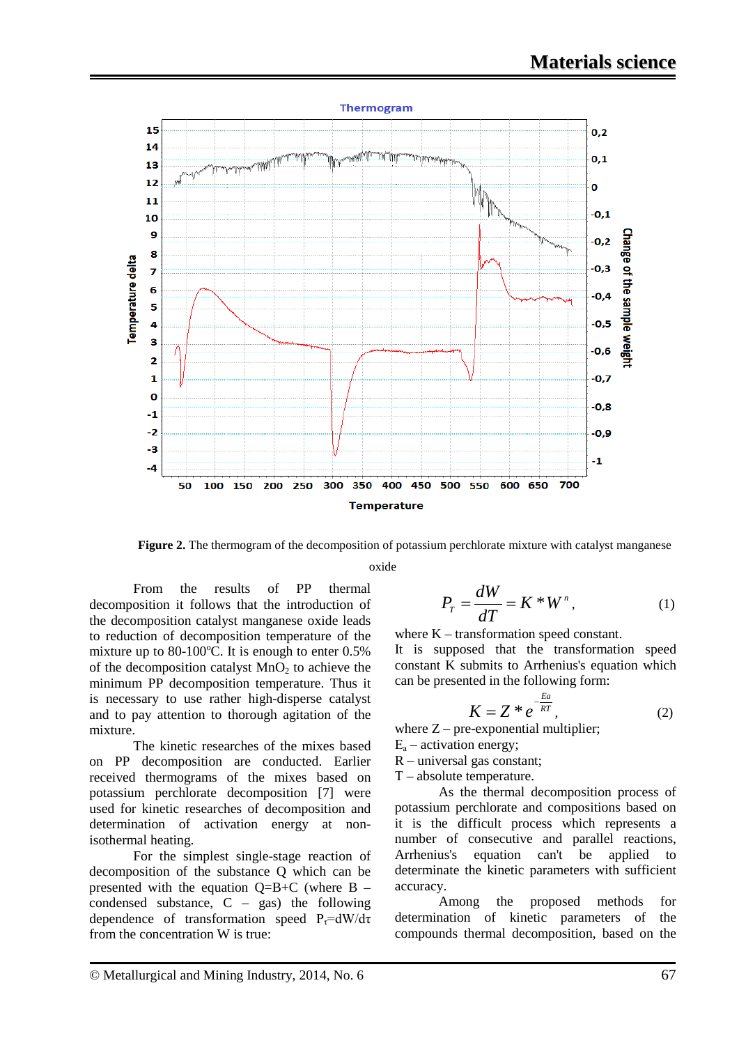**Figure 2.** The thermogram of the decomposition of potassium perchlorate mixture with catalyst manganese oxide

From the results of PP thermal decomposition it follows that the introduction of the decomposition catalyst manganese oxide leads to reduction of decomposition temperature of the mixture up to 80-100°C. It is enough to enter 0.5% of the decomposition catalyst $MnO_2$ to achieve the minimum PP decomposition temperature. Thus it is necessary to use rather high-disperse catalyst and to pay attention to thorough agitation of the mixture.

The kinetic researches of the mixes based on PP decomposition are conducted. Earlier received thermograms of the mixes based on potassium perchlorate decomposition [7] were used for kinetic researches of decomposition and determination of activation energy at non-isothermal heating.

For the simplest single-stage reaction of decomposition of the substance Q which can be presented with the equation Q=B+C (where B – condensed substance, C – gas) the following dependence of transformation speed $P_\tau = dW/d\tau$ from the concentration W is true:

$$P_T = \frac{dW}{dT} = K * W^n, \quad (1)$$

where K – transformation speed constant.

It is supposed that the transformation speed constant K submits to Arrhenius's equation which can be presented in the following form:

$$K = Z * e^{-\frac{Ea}{RT}}, \quad (2)$$

where Z – pre-exponential multiplier;

$E_a$ – activation energy;

R – universal gas constant;

T – absolute temperature.

As the thermal decomposition process of potassium perchlorate and compositions based on it is the difficult process which represents a number of consecutive and parallel reactions, Arrhenius's equation can't be applied to determinate the kinetic parameters with sufficient accuracy.

Among the proposed methods for determination of kinetic parameters of the compounds thermal decomposition, based on the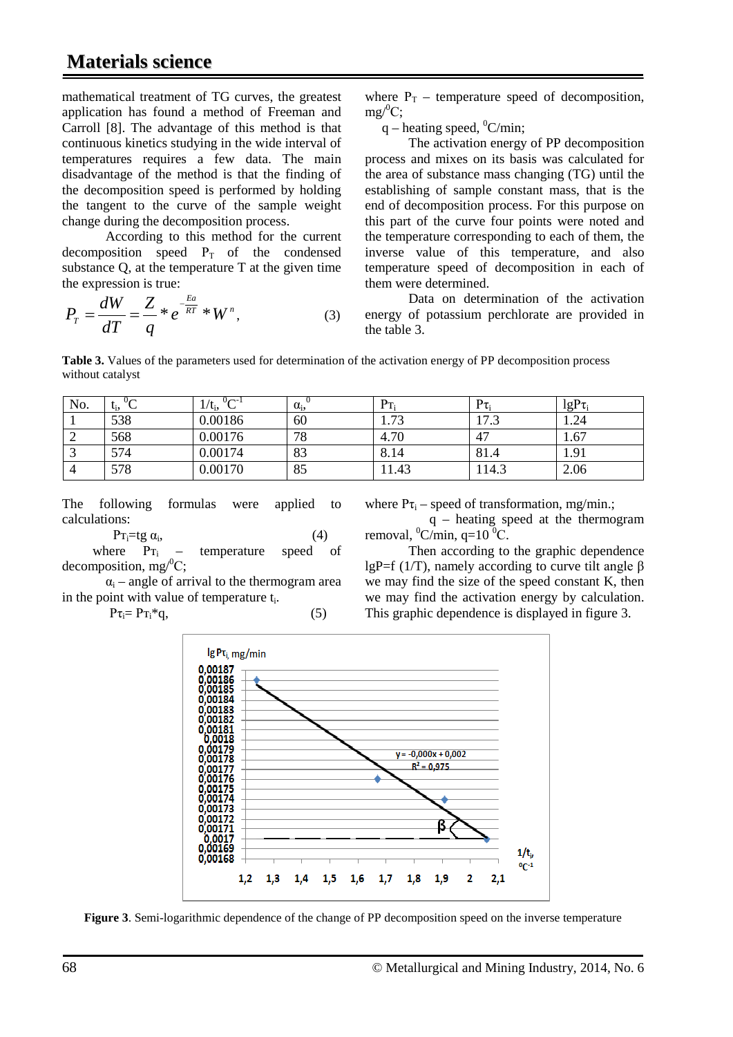mathematical treatment of TG curves, the greatest application has found a method of Freeman and Carroll [8]. The advantage of this method is that continuous kinetics studying in the wide interval of temperatures requires a few data. The main disadvantage of the method is that the finding of the decomposition speed is performed by holding the tangent to the curve of the sample weight change during the decomposition process.

According to this method for the current decomposition speed $P_T$ of the condensed substance Q, at the temperature T at the given time the expression is true:

$$P_T = \frac{dW}{dT} = \frac{Z}{q} * e^{-\frac{Ea}{RT}} * W^n, \qquad (3)$$

where $P_T$ – temperature speed of decomposition, mg/$^0$C;

q – heating speed, $^0$C/min;

The activation energy of PP decomposition process and mixes on its basis was calculated for the area of substance mass changing (TG) until the establishing of sample constant mass, that is the end of decomposition process. For this purpose on this part of the curve four points were noted and the temperature corresponding to each of them, the inverse value of this temperature, and also temperature speed of decomposition in each of them were determined.

Data on determination of the activation energy of potassium perchlorate are provided in the table 3.

**Table 3.** Values of the parameters used for determination of the activation energy of PP decomposition process without catalyst

| No. | $t_i$, $^0$C | $1/t_i$, $^0C^{-1}$ | $\alpha_i$, $^0$ | $P_{T_i}$ | $P_{\tau_i}$ | $lgP_{\tau_i}$ |
|---|---|---|---|---|---|---|
| 1 | 538 | 0.00186 | 60 | 1.73 | 17.3 | 1.24 |
| 2 | 568 | 0.00176 | 78 | 4.70 | 47 | 1.67 |
| 3 | 574 | 0.00174 | 83 | 8.14 | 81.4 | 1.91 |
| 4 | 578 | 0.00170 | 85 | 11.43 | 114.3 | 2.06 |

The following formulas were applied to calculations:

$$P_{T_i} = tg\,\alpha_i, \qquad (4)$$

where $P_{T_i}$ – temperature speed of decomposition, mg/$^0$C;

$\alpha_i$ – angle of arrival to the thermogram area in the point with value of temperature $t_i$.

$$P_{\tau_i} = P_{T_i} * q, \qquad (5)$$

where $P_{\tau_i}$ – speed of transformation, mg/min.;

q – heating speed at the thermogram removal, $^0$C/min, q=10 $^0$C.

Then according to the graphic dependence lgP=f (1/T), namely according to curve tilt angle β we may find the size of the speed constant K, then we may find the activation energy by calculation. This graphic dependence is displayed in figure 3.

**Figure 3**. Semi-logarithmic dependence of the change of PP decomposition speed on the inverse temperature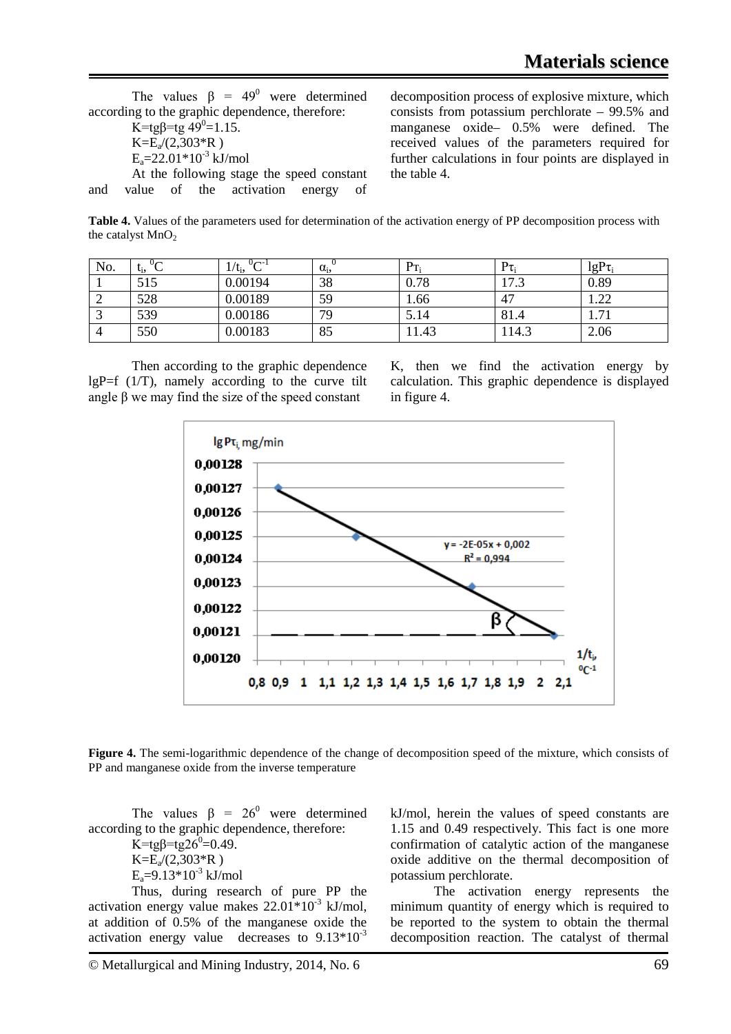The values $\beta = 49^0$ were determined according to the graphic dependence, therefore:

$K = tg\beta = tg\ 49^0 = 1.15$.

$K = E_a/(2{,}303 * R)$

$E_a = 22.01*10^{-3}$ kJ/mol

At the following stage the speed constant and value of the activation energy of decomposition process of explosive mixture, which consists from potassium perchlorate – 99.5% and manganese oxide– 0.5% were defined. The received values of the parameters required for further calculations in four points are displayed in the table 4.

**Table 4.** Values of the parameters used for determination of the activation energy of PP decomposition process with the catalyst $MnO_2$

| No. | $t_i$, $^0C$ | $1/t_i$, $^0C^{-1}$ | $\alpha_i$, $^0$ | $P\tau_i$ | $P\tau_i$ | $lgP\tau_i$ |
|---|---|---|---|---|---|---|
| 1 | 515 | 0.00194 | 38 | 0.78 | 17.3 | 0.89 |
| 2 | 528 | 0.00189 | 59 | 1.66 | 47 | 1.22 |
| 3 | 539 | 0.00186 | 79 | 5.14 | 81.4 | 1.71 |
| 4 | 550 | 0.00183 | 85 | 11.43 | 114.3 | 2.06 |

Then according to the graphic dependence lgP=f (1/T), namely according to the curve tilt angle β we may find the size of the speed constant K, then we find the activation energy by calculation. This graphic dependence is displayed in figure 4.

**Figure 4.** The semi-logarithmic dependence of the change of decomposition speed of the mixture, which consists of PP and manganese oxide from the inverse temperature

The values $\beta = 26^0$ were determined according to the graphic dependence, therefore:

$K = tg\beta = tg26^0 = 0.49$.

$K = E_a/(2{,}303 * R)$

$E_a = 9.13*10^{-3}$ kJ/mol

Thus, during research of pure PP the activation energy value makes $22.01*10^{-3}$ kJ/mol, at addition of 0.5% of the manganese oxide the activation energy value decreases to $9.13*10^{-3}$ kJ/mol, herein the values of speed constants are 1.15 and 0.49 respectively. This fact is one more confirmation of catalytic action of the manganese oxide additive on the thermal decomposition of potassium perchlorate.

The activation energy represents the minimum quantity of energy which is required to be reported to the system to obtain the thermal decomposition reaction. The catalyst of thermal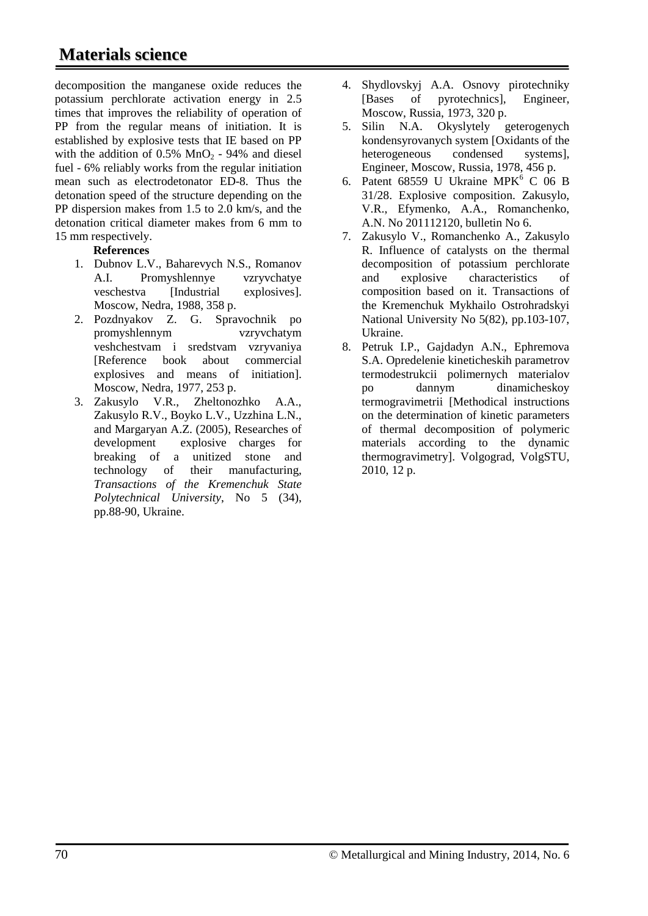decomposition the manganese oxide reduces the potassium perchlorate activation energy in 2.5 times that improves the reliability of operation of PP from the regular means of initiation. It is established by explosive tests that IE based on PP with the addition of 0.5% $MnO_2$ - 94% and diesel fuel - 6% reliably works from the regular initiation mean such as electrodetonator ED-8. Thus the detonation speed of the structure depending on the PP dispersion makes from 1.5 to 2.0 km/s, and the detonation critical diameter makes from 6 mm to 15 mm respectively.

**References**

1. Dubnov L.V., Baharevych N.S., Romanov A.I. Promyshlennye vzryvchatye veschestva [Industrial explosives]. Moscow, Nedra, 1988, 358 p.
2. Pozdnyakov Z. G. Spravochnik po promyshlennym vzryvchatym veshchestvam i sredstvam vzryvaniya [Reference book about commercial explosives and means of initiation]. Moscow, Nedra, 1977, 253 p.
3. Zakusylo V.R., Zheltonozhko A.A., Zakusylo R.V., Boyko L.V., Uzzhina L.N., and Margaryan A.Z. (2005), Researches of development explosive charges for breaking of a unitized stone and technology of their manufacturing, *Transactions of the Kremenchuk State Polytechnical University*, No 5 (34), pp.88-90, Ukraine.
4. Shydlovskyj A.A. Osnovy pirotechniky [Bases of pyrotechnics], Engineer, Moscow, Russia, 1973, 320 p.
5. Silin N.A. Okyslytely geterogenych kondensyrovanych system [Oxidants of the heterogeneous condensed systems], Engineer, Moscow, Russia, 1978, 456 p.
6. Patent 68559 U Ukraine MPK[6] C 06 B 31/28. Explosive composition. Zakusylo, V.R., Efymenko, A.A., Romanchenko, A.N. No 201112120, bulletin No 6.
7. Zakusylo V., Romanchenko A., Zakusylo R. Influence of catalysts on the thermal decomposition of potassium perchlorate and explosive characteristics of composition based on it. Transactions of the Kremenchuk Mykhailo Ostrohradskyi National University No 5(82), pp.103-107, Ukraine.
8. Petruk I.P., Gajdadyn A.N., Ephremova S.A. Opredelenie kineticheskih parametrov termodestrukcii polimernych materialov po dannym dinamicheskoy termogravimetrii [Methodical instructions on the determination of kinetic parameters of thermal decomposition of polymeric materials according to the dynamic thermogravimetry]. Volgograd, VolgSTU, 2010, 12 p.